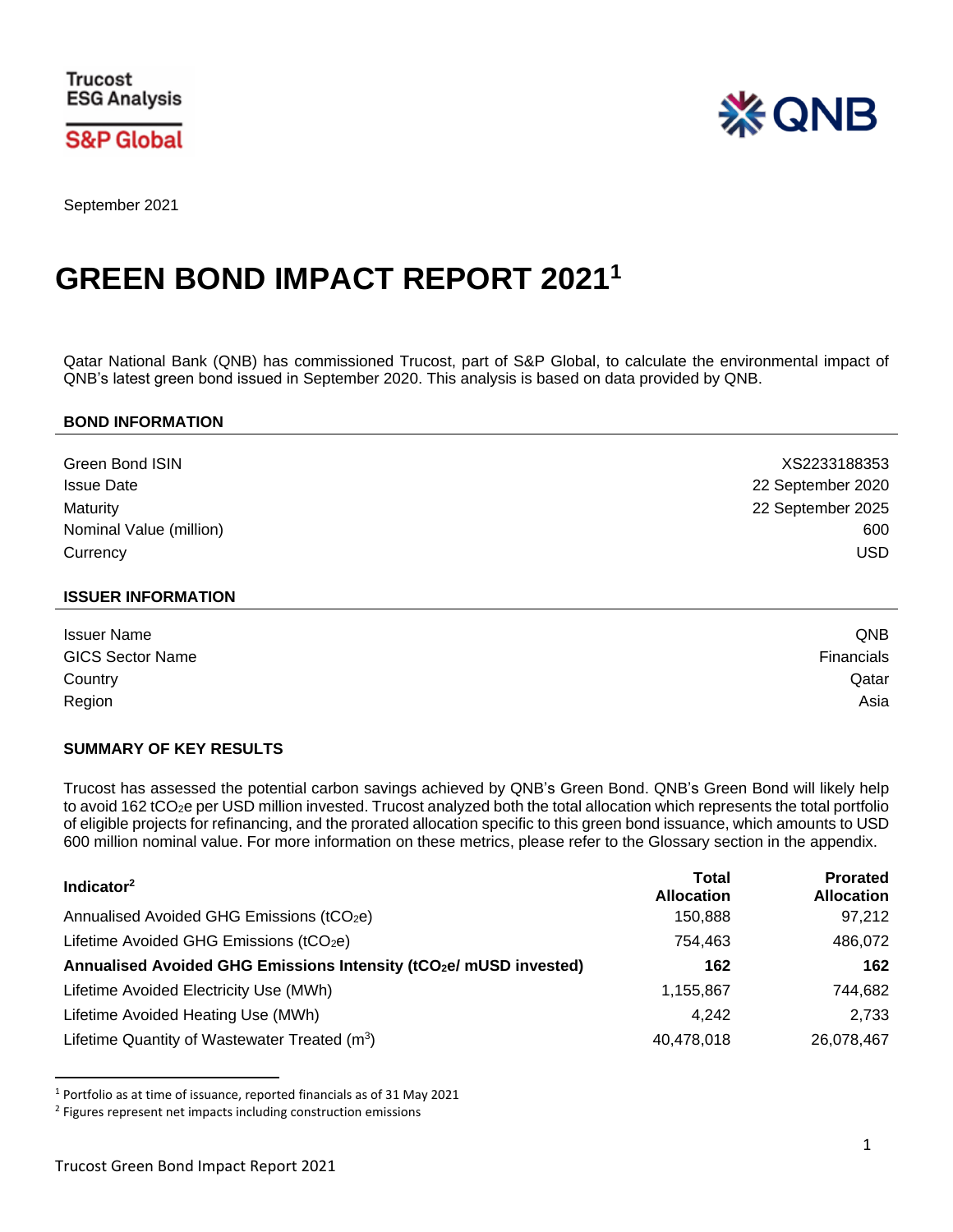Trucost ESG Analysis

S&P Global

QNB

September 2021

# GREEN BOND IMPACT REPORT 2021[1]

Qatar National Bank (QNB) has commissioned Trucost, part of S&P Global, to calculate the environmental impact of QNB's latest green bond issued in September 2020. This analysis is based on data provided by QNB.

## BOND INFORMATION

| | |
|---|---|
| Green Bond ISIN | XS2233188353 |
| Issue Date | 22 September 2020 |
| Maturity | 22 September 2025 |
| Nominal Value (million) | 600 |
| Currency | USD |

## ISSUER INFORMATION

| | |
|---|---|
| Issuer Name | QNB |
| GICS Sector Name | Financials |
| Country | Qatar |
| Region | Asia |

## SUMMARY OF KEY RESULTS

Trucost has assessed the potential carbon savings achieved by QNB's Green Bond. QNB's Green Bond will likely help to avoid 162 $tCO_2e$ per USD million invested. Trucost analyzed both the total allocation which represents the total portfolio of eligible projects for refinancing, and the prorated allocation specific to this green bond issuance, which amounts to USD 600 million nominal value. For more information on these metrics, please refer to the Glossary section in the appendix.

| Indicator[2] | Total Allocation | Prorated Allocation |
|---|---|---|
| Annualised Avoided GHG Emissions ($tCO_2e$) | 150,888 | 97,212 |
| Lifetime Avoided GHG Emissions ($tCO_2e$) | 754,463 | 486,072 |
| **Annualised Avoided GHG Emissions Intensity ($tCO_2e$/ mUSD invested)** | **162** | **162** |
| Lifetime Avoided Electricity Use (MWh) | 1,155,867 | 744,682 |
| Lifetime Avoided Heating Use (MWh) | 4,242 | 2,733 |
| Lifetime Quantity of Wastewater Treated ($m^3$) | 40,478,018 | 26,078,467 |

[1] Portfolio as at time of issuance, reported financials as of 31 May 2021

[2] Figures represent net impacts including construction emissions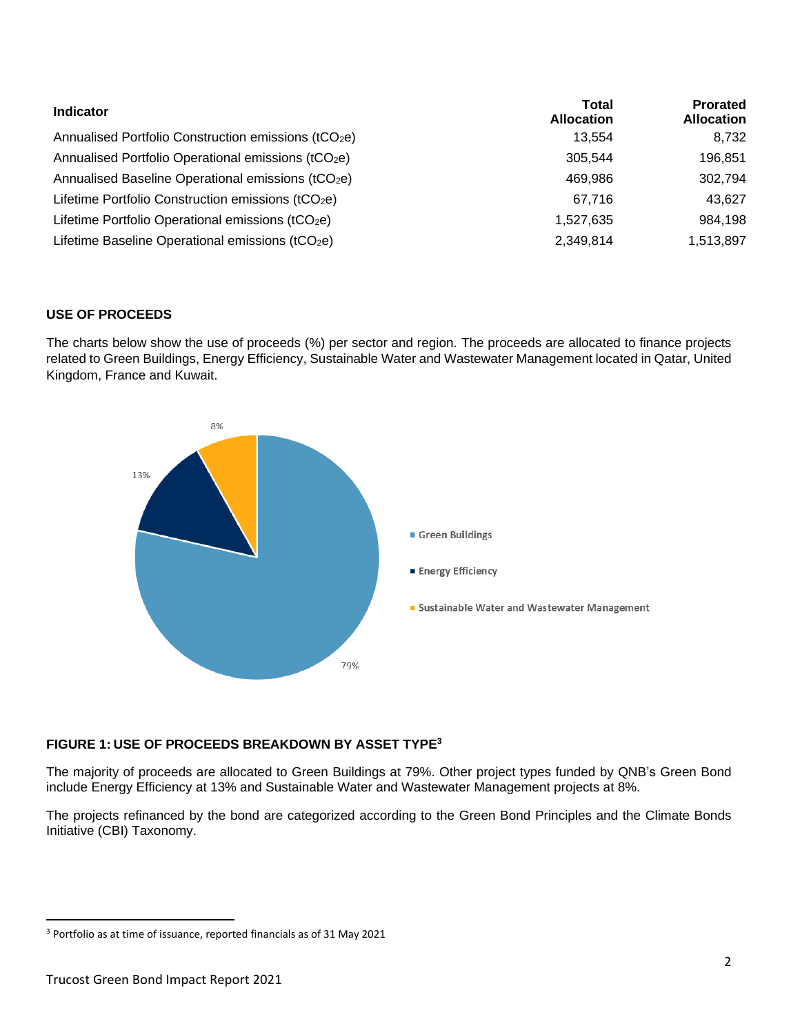| Indicator | Total Allocation | Prorated Allocation |
|---|---|---|
| Annualised Portfolio Construction emissions ($tCO_2e$) | 13,554 | 8,732 |
| Annualised Portfolio Operational emissions ($tCO_2e$) | 305,544 | 196,851 |
| Annualised Baseline Operational emissions ($tCO_2e$) | 469,986 | 302,794 |
| Lifetime Portfolio Construction emissions ($tCO_2e$) | 67,716 | 43,627 |
| Lifetime Portfolio Operational emissions ($tCO_2e$) | 1,527,635 | 984,198 |
| Lifetime Baseline Operational emissions ($tCO_2e$) | 2,349,814 | 1,513,897 |

## USE OF PROCEEDS

The charts below show the use of proceeds (%) per sector and region. The proceeds are allocated to finance projects related to Green Buildings, Energy Efficiency, Sustainable Water and Wastewater Management located in Qatar, United Kingdom, France and Kuwait.

8%

13%

79%

- Green Buildings
- Energy Efficiency
- Sustainable Water and Wastewater Management

**FIGURE 1: USE OF PROCEEDS BREAKDOWN BY ASSET TYPE[3]**

The majority of proceeds are allocated to Green Buildings at 79%. Other project types funded by QNB's Green Bond include Energy Efficiency at 13% and Sustainable Water and Wastewater Management projects at 8%.

The projects refinanced by the bond are categorized according to the Green Bond Principles and the Climate Bonds Initiative (CBI) Taxonomy.

[3] Portfolio as at time of issuance, reported financials as of 31 May 2021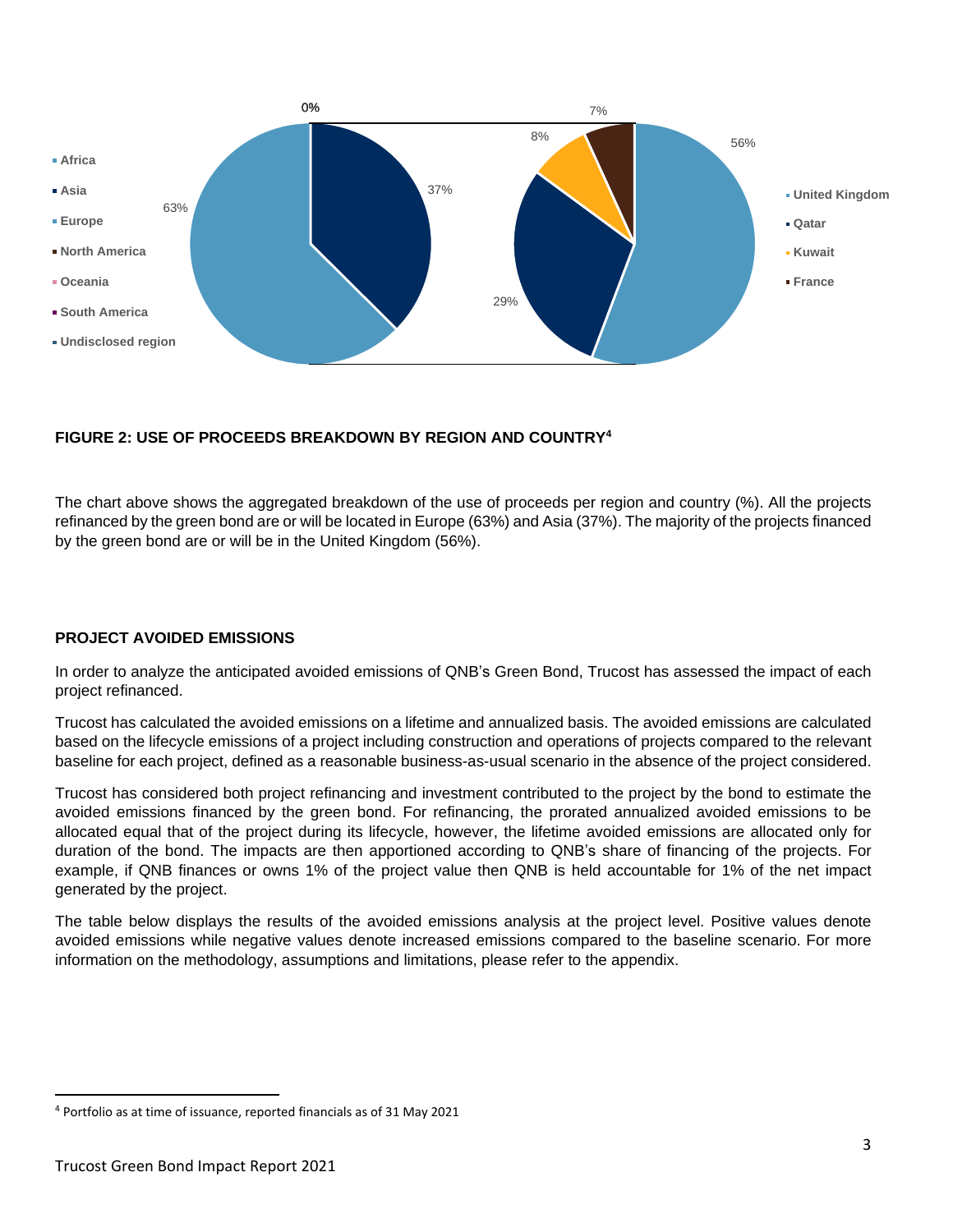FIGURE 2: USE OF PROCEEDS BREAKDOWN BY REGION AND COUNTRY[4]

The chart above shows the aggregated breakdown of the use of proceeds per region and country (%). All the projects refinanced by the green bond are or will be located in Europe (63%) and Asia (37%). The majority of the projects financed by the green bond are or will be in the United Kingdom (56%).

## PROJECT AVOIDED EMISSIONS

In order to analyze the anticipated avoided emissions of QNB's Green Bond, Trucost has assessed the impact of each project refinanced.

Trucost has calculated the avoided emissions on a lifetime and annualized basis. The avoided emissions are calculated based on the lifecycle emissions of a project including construction and operations of projects compared to the relevant baseline for each project, defined as a reasonable business-as-usual scenario in the absence of the project considered.

Trucost has considered both project refinancing and investment contributed to the project by the bond to estimate the avoided emissions financed by the green bond. For refinancing, the prorated annualized avoided emissions to be allocated equal that of the project during its lifecycle, however, the lifetime avoided emissions are allocated only for duration of the bond. The impacts are then apportioned according to QNB's share of financing of the projects. For example, if QNB finances or owns 1% of the project value then QNB is held accountable for 1% of the net impact generated by the project.

The table below displays the results of the avoided emissions analysis at the project level. Positive values denote avoided emissions while negative values denote increased emissions compared to the baseline scenario. For more information on the methodology, assumptions and limitations, please refer to the appendix.

[4] Portfolio as at time of issuance, reported financials as of 31 May 2021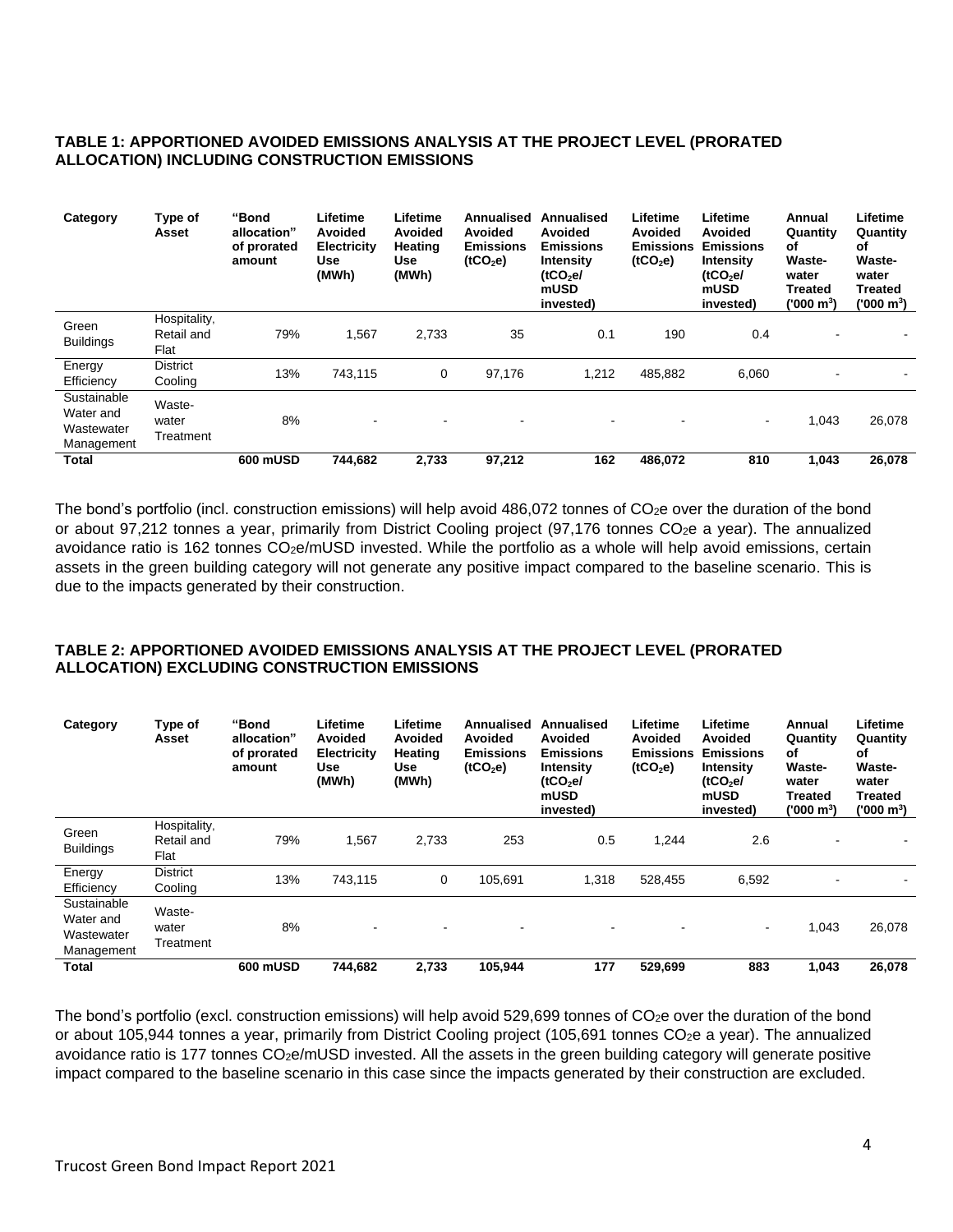#### TABLE 1: APPORTIONED AVOIDED EMISSIONS ANALYSIS AT THE PROJECT LEVEL (PRORATED ALLOCATION) INCLUDING CONSTRUCTION EMISSIONS

| Category | Type of Asset | "Bond allocation" of prorated amount | Lifetime Avoided Electricity Use (MWh) | Lifetime Avoided Heating Use (MWh) | Annualised Avoided Emissions ($tCO_2e$) | Annualised Avoided Emissions Intensity ($tCO_2e$/ mUSD invested) | Lifetime Avoided Emissions ($tCO_2e$) | Lifetime Avoided Emissions Intensity ($tCO_2e$/ mUSD invested) | Annual Quantity of Waste-water Treated ('000 $m^3$) | Lifetime Quantity of Waste-water Treated ('000 $m^3$) |
|---|---|---|---|---|---|---|---|---|---|---|
| Green Buildings | Hospitality, Retail and Flat | 79% | 1,567 | 2,733 | 35 | 0.1 | 190 | 0.4 | - | - |
| Energy Efficiency | District Cooling | 13% | 743,115 | 0 | 97,176 | 1,212 | 485,882 | 6,060 | - | - |
| Sustainable Water and Wastewater Management | Waste-water Treatment | 8% | - | - | - | - | - | - | 1,043 | 26,078 |
| **Total** | | **600 mUSD** | **744,682** | **2,733** | **97,212** | **162** | **486,072** | **810** | **1,043** | **26,078** |

The bond's portfolio (incl. construction emissions) will help avoid 486,072 tonnes of $CO_2e$ over the duration of the bond or about 97,212 tonnes a year, primarily from District Cooling project (97,176 tonnes $CO_2e$ a year). The annualized avoidance ratio is 162 tonnes $CO_2e$/mUSD invested. While the portfolio as a whole will help avoid emissions, certain assets in the green building category will not generate any positive impact compared to the baseline scenario. This is due to the impacts generated by their construction.

#### TABLE 2: APPORTIONED AVOIDED EMISSIONS ANALYSIS AT THE PROJECT LEVEL (PRORATED ALLOCATION) EXCLUDING CONSTRUCTION EMISSIONS

| Category | Type of Asset | "Bond allocation" of prorated amount | Lifetime Avoided Electricity Use (MWh) | Lifetime Avoided Heating Use (MWh) | Annualised Avoided Emissions ($tCO_2e$) | Annualised Avoided Emissions Intensity ($tCO_2e$/ mUSD invested) | Lifetime Avoided Emissions ($tCO_2e$) | Lifetime Avoided Emissions Intensity ($tCO_2e$/ mUSD invested) | Annual Quantity of Waste-water Treated ('000 $m^3$) | Lifetime Quantity of Waste-water Treated ('000 $m^3$) |
|---|---|---|---|---|---|---|---|---|---|---|
| Green Buildings | Hospitality, Retail and Flat | 79% | 1,567 | 2,733 | 253 | 0.5 | 1,244 | 2.6 | - | - |
| Energy Efficiency | District Cooling | 13% | 743,115 | 0 | 105,691 | 1,318 | 528,455 | 6,592 | - | - |
| Sustainable Water and Wastewater Management | Waste-water Treatment | 8% | - | - | - | - | - | - | 1,043 | 26,078 |
| **Total** | | **600 mUSD** | **744,682** | **2,733** | **105,944** | **177** | **529,699** | **883** | **1,043** | **26,078** |

The bond's portfolio (excl. construction emissions) will help avoid 529,699 tonnes of $CO_2e$ over the duration of the bond or about 105,944 tonnes a year, primarily from District Cooling project (105,691 tonnes $CO_2e$ a year). The annualized avoidance ratio is 177 tonnes $CO_2e$/mUSD invested. All the assets in the green building category will generate positive impact compared to the baseline scenario in this case since the impacts generated by their construction are excluded.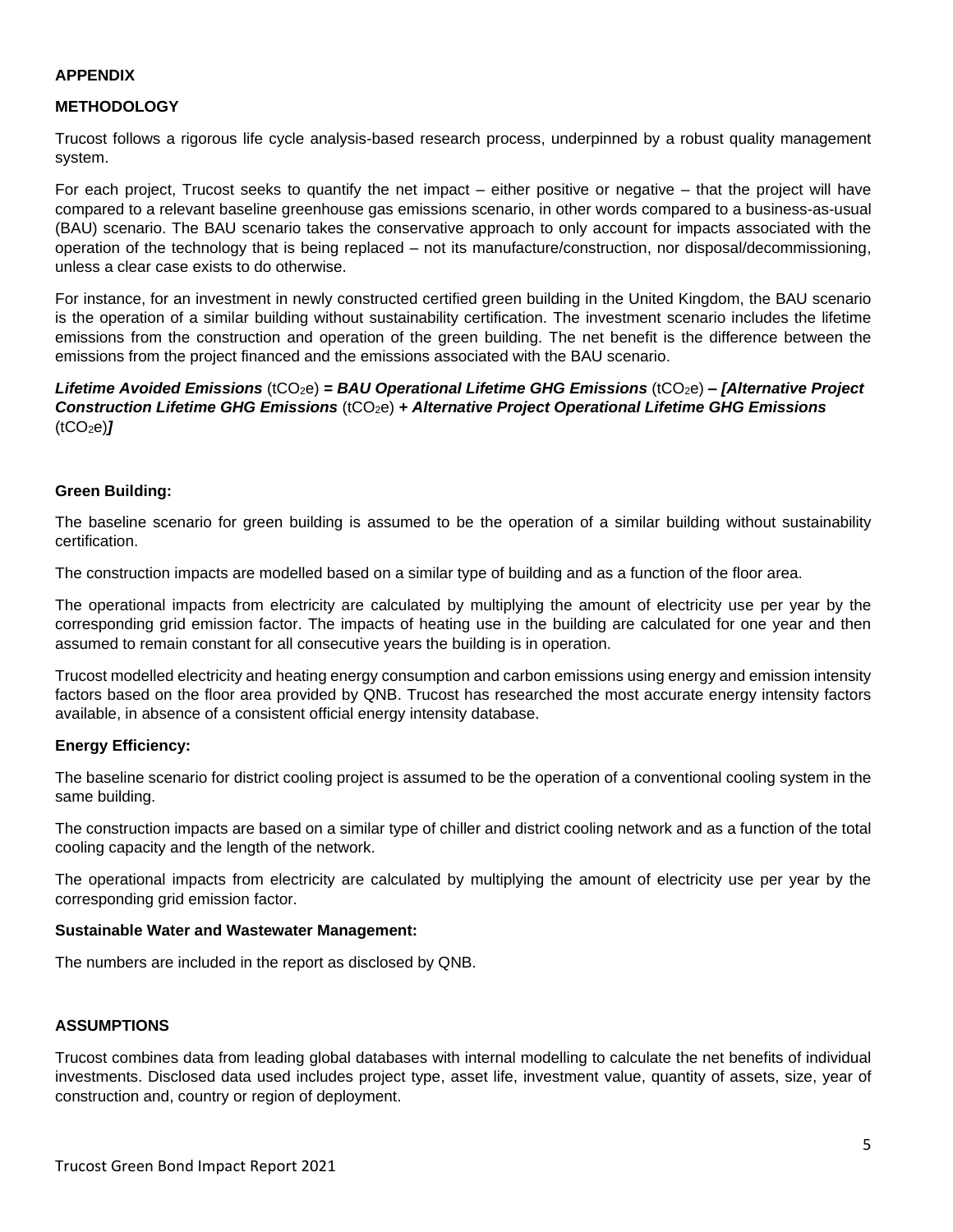## APPENDIX

## METHODOLOGY

Trucost follows a rigorous life cycle analysis-based research process, underpinned by a robust quality management system.

For each project, Trucost seeks to quantify the net impact – either positive or negative – that the project will have compared to a relevant baseline greenhouse gas emissions scenario, in other words compared to a business-as-usual (BAU) scenario. The BAU scenario takes the conservative approach to only account for impacts associated with the operation of the technology that is being replaced – not its manufacture/construction, nor disposal/decommissioning, unless a clear case exists to do otherwise.

For instance, for an investment in newly constructed certified green building in the United Kingdom, the BAU scenario is the operation of a similar building without sustainability certification. The investment scenario includes the lifetime emissions from the construction and operation of the green building. The net benefit is the difference between the emissions from the project financed and the emissions associated with the BAU scenario.

***Lifetime Avoided Emissions*** ($tCO_2e$) ***= BAU Operational Lifetime GHG Emissions*** ($tCO_2e$) ***– [Alternative Project Construction Lifetime GHG Emissions*** ($tCO_2e$) ***+ Alternative Project Operational Lifetime GHG Emissions*** ($tCO_2e$)***]***

### Green Building:

The baseline scenario for green building is assumed to be the operation of a similar building without sustainability certification.

The construction impacts are modelled based on a similar type of building and as a function of the floor area.

The operational impacts from electricity are calculated by multiplying the amount of electricity use per year by the corresponding grid emission factor. The impacts of heating use in the building are calculated for one year and then assumed to remain constant for all consecutive years the building is in operation.

Trucost modelled electricity and heating energy consumption and carbon emissions using energy and emission intensity factors based on the floor area provided by QNB. Trucost has researched the most accurate energy intensity factors available, in absence of a consistent official energy intensity database.

### Energy Efficiency:

The baseline scenario for district cooling project is assumed to be the operation of a conventional cooling system in the same building.

The construction impacts are based on a similar type of chiller and district cooling network and as a function of the total cooling capacity and the length of the network.

The operational impacts from electricity are calculated by multiplying the amount of electricity use per year by the corresponding grid emission factor.

### Sustainable Water and Wastewater Management:

The numbers are included in the report as disclosed by QNB.

## ASSUMPTIONS

Trucost combines data from leading global databases with internal modelling to calculate the net benefits of individual investments. Disclosed data used includes project type, asset life, investment value, quantity of assets, size, year of construction and, country or region of deployment.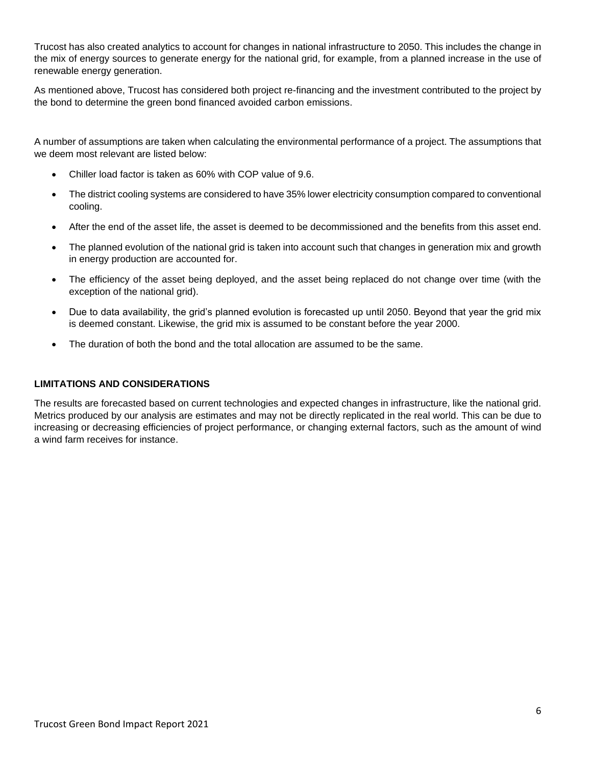Trucost has also created analytics to account for changes in national infrastructure to 2050. This includes the change in the mix of energy sources to generate energy for the national grid, for example, from a planned increase in the use of renewable energy generation.

As mentioned above, Trucost has considered both project re-financing and the investment contributed to the project by the bond to determine the green bond financed avoided carbon emissions.

A number of assumptions are taken when calculating the environmental performance of a project. The assumptions that we deem most relevant are listed below:

- Chiller load factor is taken as 60% with COP value of 9.6.
- The district cooling systems are considered to have 35% lower electricity consumption compared to conventional cooling.
- After the end of the asset life, the asset is deemed to be decommissioned and the benefits from this asset end.
- The planned evolution of the national grid is taken into account such that changes in generation mix and growth in energy production are accounted for.
- The efficiency of the asset being deployed, and the asset being replaced do not change over time (with the exception of the national grid).
- Due to data availability, the grid's planned evolution is forecasted up until 2050. Beyond that year the grid mix is deemed constant. Likewise, the grid mix is assumed to be constant before the year 2000.
- The duration of both the bond and the total allocation are assumed to be the same.

**LIMITATIONS AND CONSIDERATIONS**

The results are forecasted based on current technologies and expected changes in infrastructure, like the national grid. Metrics produced by our analysis are estimates and may not be directly replicated in the real world. This can be due to increasing or decreasing efficiencies of project performance, or changing external factors, such as the amount of wind a wind farm receives for instance.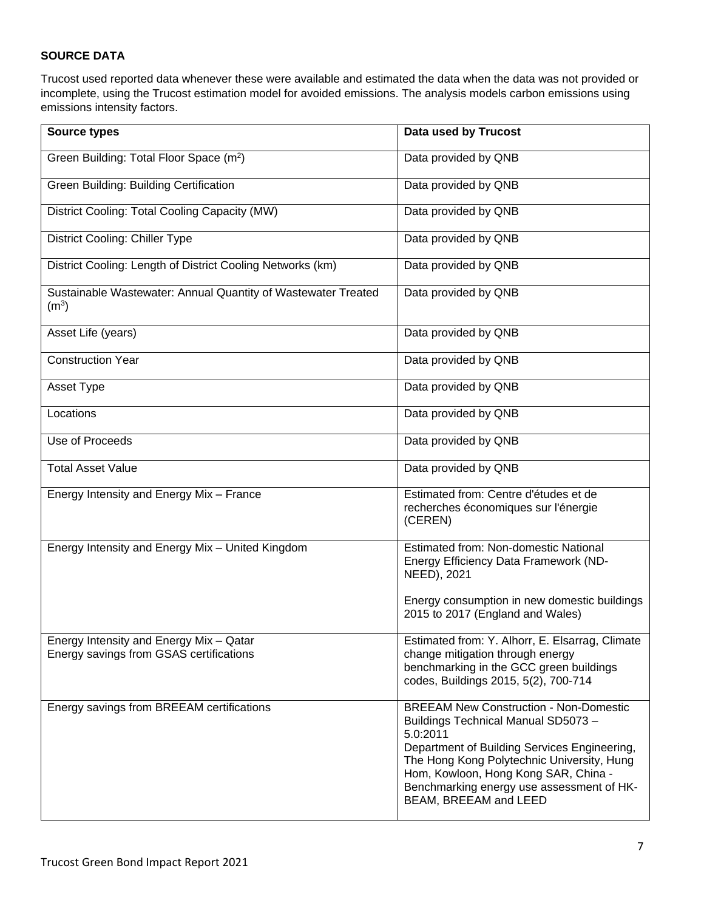**SOURCE DATA**

Trucost used reported data whenever these were available and estimated the data when the data was not provided or incomplete, using the Trucost estimation model for avoided emissions. The analysis models carbon emissions using emissions intensity factors.

| Source types | Data used by Trucost |
|---|---|
| Green Building: Total Floor Space ($m^2$) | Data provided by QNB |
| Green Building: Building Certification | Data provided by QNB |
| District Cooling: Total Cooling Capacity (MW) | Data provided by QNB |
| District Cooling: Chiller Type | Data provided by QNB |
| District Cooling: Length of District Cooling Networks (km) | Data provided by QNB |
| Sustainable Wastewater: Annual Quantity of Wastewater Treated ($m^3$) | Data provided by QNB |
| Asset Life (years) | Data provided by QNB |
| Construction Year | Data provided by QNB |
| Asset Type | Data provided by QNB |
| Locations | Data provided by QNB |
| Use of Proceeds | Data provided by QNB |
| Total Asset Value | Data provided by QNB |
| Energy Intensity and Energy Mix – France | Estimated from: Centre d'études et de recherches économiques sur l'énergie (CEREN) |
| Energy Intensity and Energy Mix – United Kingdom | Estimated from: Non-domestic National Energy Efficiency Data Framework (ND-NEED), 2021<br><br>Energy consumption in new domestic buildings 2015 to 2017 (England and Wales) |
| Energy Intensity and Energy Mix – Qatar<br>Energy savings from GSAS certifications | Estimated from: Y. Alhorr, E. Elsarrag, Climate change mitigation through energy benchmarking in the GCC green buildings codes, Buildings 2015, 5(2), 700-714 |
| Energy savings from BREEAM certifications | BREEAM New Construction - Non-Domestic Buildings Technical Manual SD5073 – 5.0:2011<br>Department of Building Services Engineering, The Hong Kong Polytechnic University, Hung Hom, Kowloon, Hong Kong SAR, China - Benchmarking energy use assessment of HK-BEAM, BREEAM and LEED |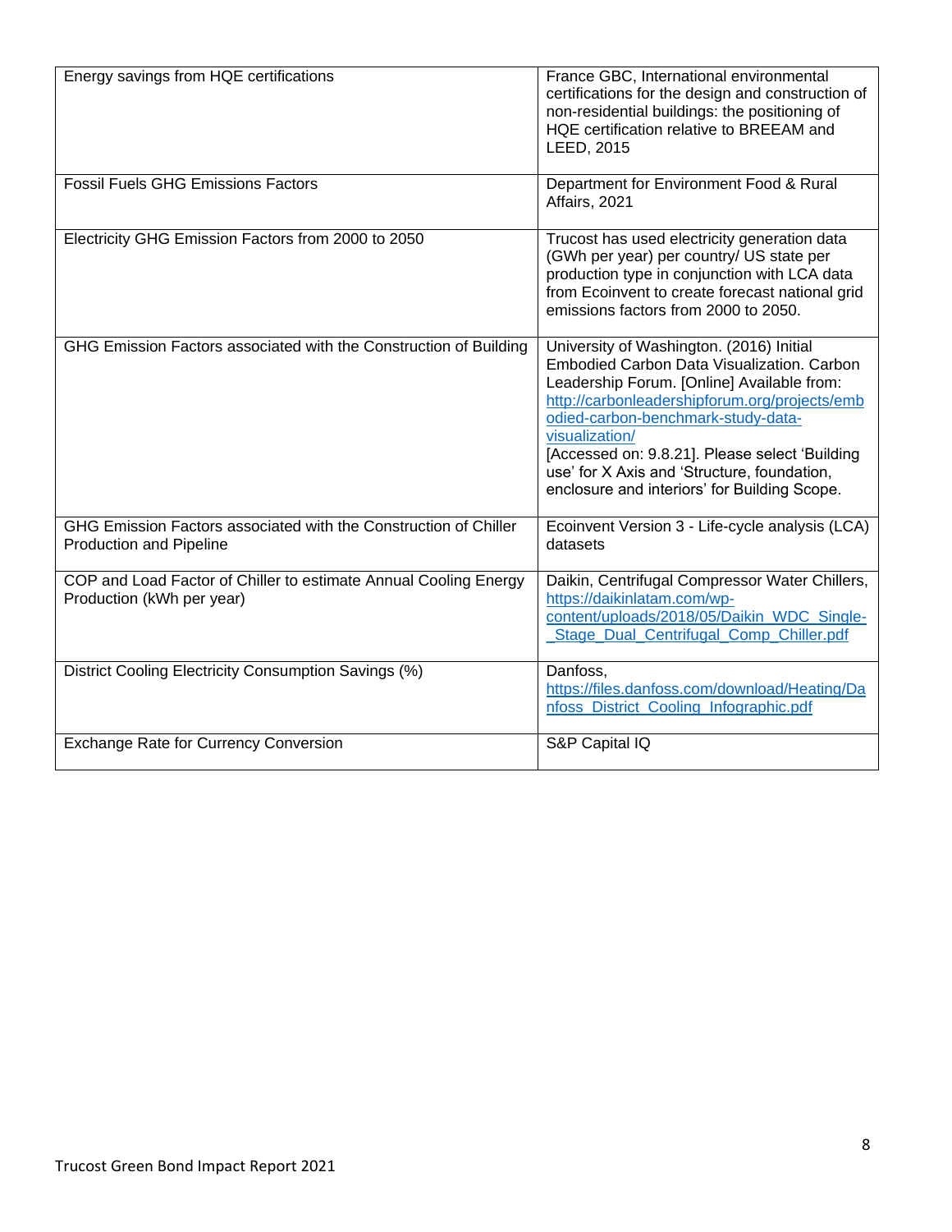| | |
|---|---|
| Energy savings from HQE certifications | France GBC, International environmental certifications for the design and construction of non-residential buildings: the positioning of HQE certification relative to BREEAM and LEED, 2015 |
| Fossil Fuels GHG Emissions Factors | Department for Environment Food & Rural Affairs, 2021 |
| Electricity GHG Emission Factors from 2000 to 2050 | Trucost has used electricity generation data (GWh per year) per country/ US state per production type in conjunction with LCA data from Ecoinvent to create forecast national grid emissions factors from 2000 to 2050. |
| GHG Emission Factors associated with the Construction of Building | University of Washington. (2016) Initial Embodied Carbon Data Visualization. Carbon Leadership Forum. [Online] Available from: http://carbonleadershipforum.org/projects/embodied-carbon-benchmark-study-data-visualization/ [Accessed on: 9.8.21]. Please select 'Building use' for X Axis and 'Structure, foundation, enclosure and interiors' for Building Scope. |
| GHG Emission Factors associated with the Construction of Chiller Production and Pipeline | Ecoinvent Version 3 - Life-cycle analysis (LCA) datasets |
| COP and Load Factor of Chiller to estimate Annual Cooling Energy Production (kWh per year) | Daikin, Centrifugal Compressor Water Chillers, https://daikinlatam.com/wp-content/uploads/2018/05/Daikin_WDC_Single-_Stage_Dual_Centrifugal_Comp_Chiller.pdf |
| District Cooling Electricity Consumption Savings (%) | Danfoss, https://files.danfoss.com/download/Heating/Danfoss_District_Cooling_Infographic.pdf |
| Exchange Rate for Currency Conversion | S&P Capital IQ |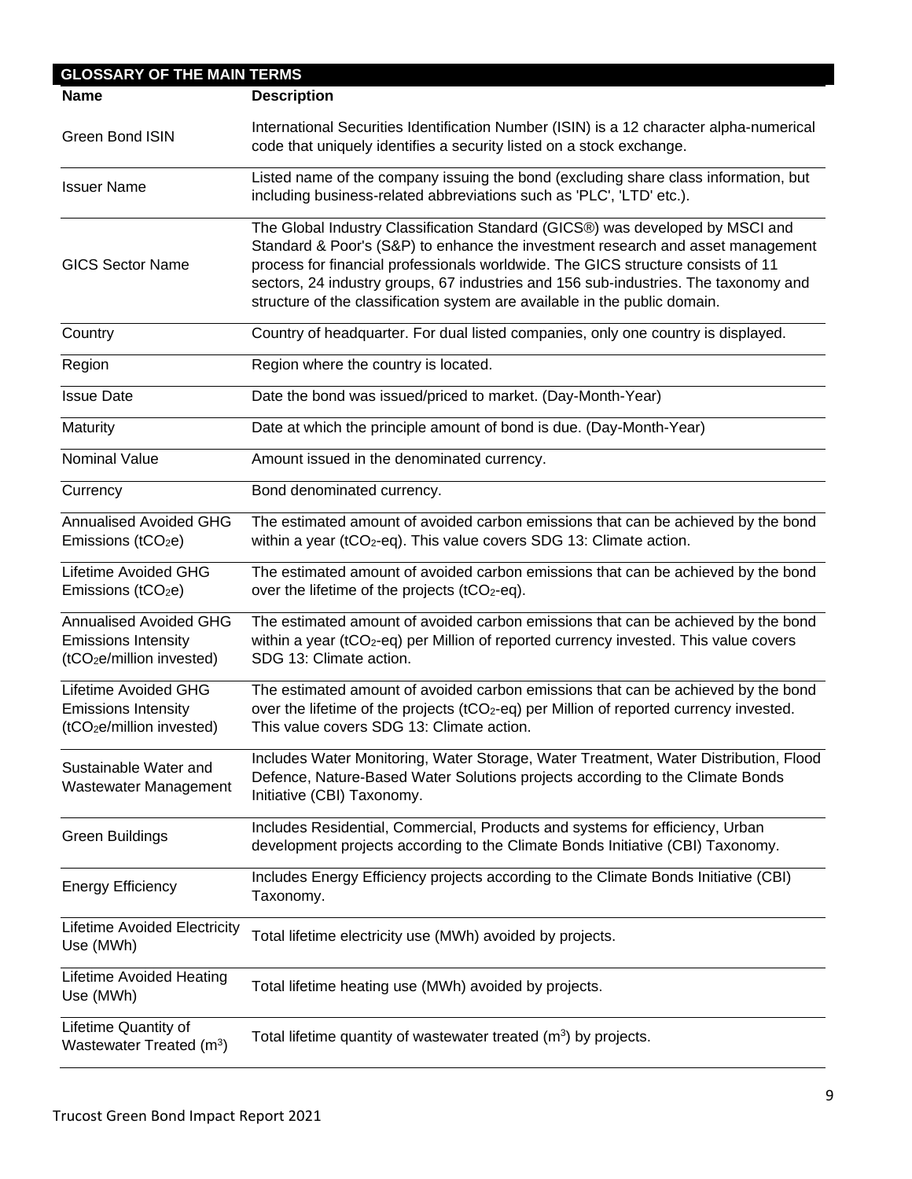## GLOSSARY OF THE MAIN TERMS

| Name | Description |
|---|---|
| Green Bond ISIN | International Securities Identification Number (ISIN) is a 12 character alpha-numerical code that uniquely identifies a security listed on a stock exchange. |
| Issuer Name | Listed name of the company issuing the bond (excluding share class information, but including business-related abbreviations such as 'PLC', 'LTD' etc.). |
| GICS Sector Name | The Global Industry Classification Standard (GICS®) was developed by MSCI and Standard & Poor's (S&P) to enhance the investment research and asset management process for financial professionals worldwide. The GICS structure consists of 11 sectors, 24 industry groups, 67 industries and 156 sub-industries. The taxonomy and structure of the classification system are available in the public domain. |
| Country | Country of headquarter. For dual listed companies, only one country is displayed. |
| Region | Region where the country is located. |
| Issue Date | Date the bond was issued/priced to market. (Day-Month-Year) |
| Maturity | Date at which the principle amount of bond is due. (Day-Month-Year) |
| Nominal Value | Amount issued in the denominated currency. |
| Currency | Bond denominated currency. |
| Annualised Avoided GHG Emissions ($tCO_2e$) | The estimated amount of avoided carbon emissions that can be achieved by the bond within a year ($tCO_2$-eq). This value covers SDG 13: Climate action. |
| Lifetime Avoided GHG Emissions ($tCO_2e$) | The estimated amount of avoided carbon emissions that can be achieved by the bond over the lifetime of the projects ($tCO_2$-eq). |
| Annualised Avoided GHG Emissions Intensity ($tCO_2e$/million invested) | The estimated amount of avoided carbon emissions that can be achieved by the bond within a year ($tCO_2$-eq) per Million of reported currency invested. This value covers SDG 13: Climate action. |
| Lifetime Avoided GHG Emissions Intensity ($tCO_2e$/million invested) | The estimated amount of avoided carbon emissions that can be achieved by the bond over the lifetime of the projects ($tCO_2$-eq) per Million of reported currency invested. This value covers SDG 13: Climate action. |
| Sustainable Water and Wastewater Management | Includes Water Monitoring, Water Storage, Water Treatment, Water Distribution, Flood Defence, Nature-Based Water Solutions projects according to the Climate Bonds Initiative (CBI) Taxonomy. |
| Green Buildings | Includes Residential, Commercial, Products and systems for efficiency, Urban development projects according to the Climate Bonds Initiative (CBI) Taxonomy. |
| Energy Efficiency | Includes Energy Efficiency projects according to the Climate Bonds Initiative (CBI) Taxonomy. |
| Lifetime Avoided Electricity Use (MWh) | Total lifetime electricity use (MWh) avoided by projects. |
| Lifetime Avoided Heating Use (MWh) | Total lifetime heating use (MWh) avoided by projects. |
| Lifetime Quantity of Wastewater Treated ($m^3$) | Total lifetime quantity of wastewater treated ($m^3$) by projects. |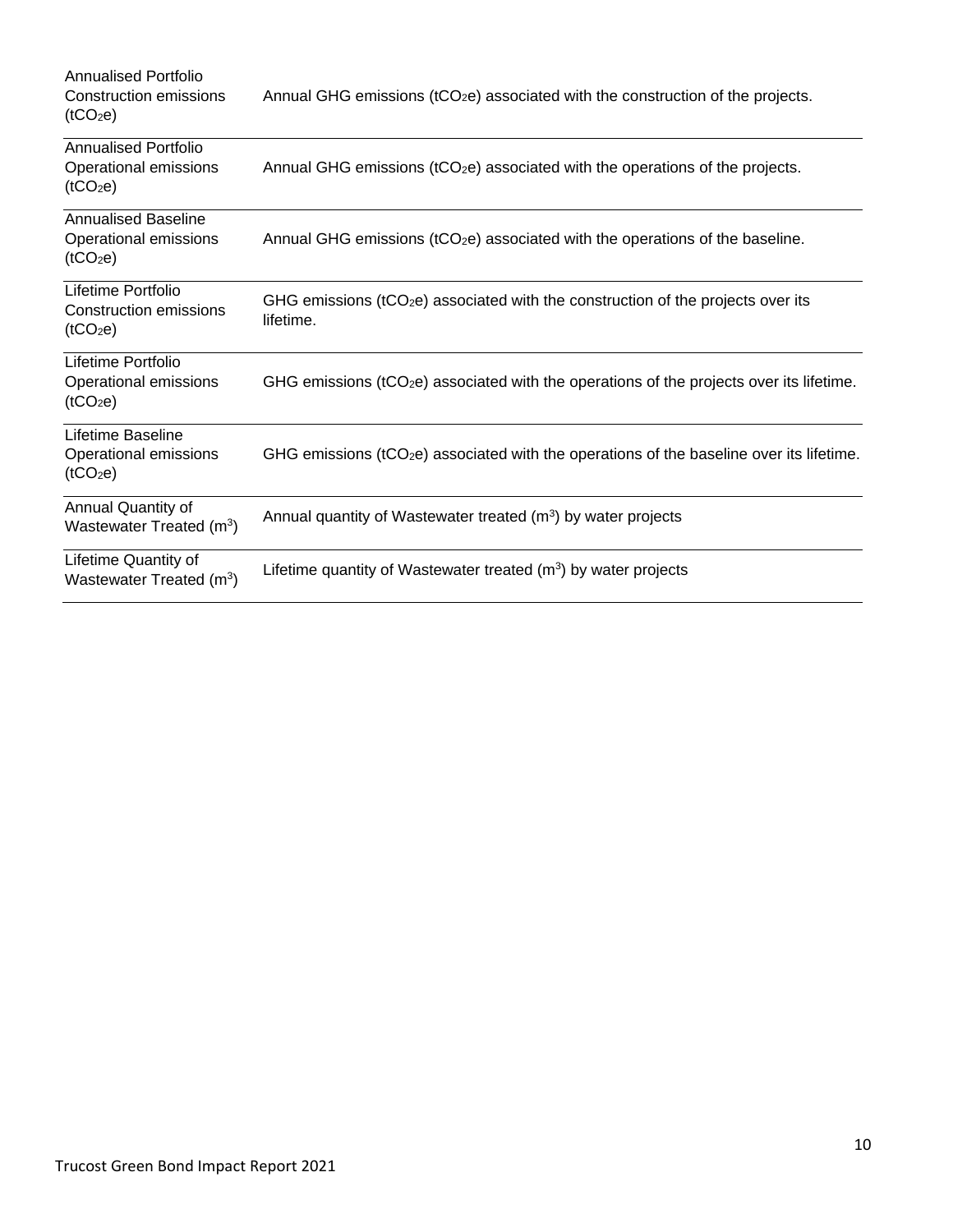| | |
|---|---|
| Annualised Portfolio Construction emissions ($tCO_2e$) | Annual GHG emissions ($tCO_2e$) associated with the construction of the projects. |
| Annualised Portfolio Operational emissions ($tCO_2e$) | Annual GHG emissions ($tCO_2e$) associated with the operations of the projects. |
| Annualised Baseline Operational emissions ($tCO_2e$) | Annual GHG emissions ($tCO_2e$) associated with the operations of the baseline. |
| Lifetime Portfolio Construction emissions ($tCO_2e$) | GHG emissions ($tCO_2e$) associated with the construction of the projects over its lifetime. |
| Lifetime Portfolio Operational emissions ($tCO_2e$) | GHG emissions ($tCO_2e$) associated with the operations of the projects over its lifetime. |
| Lifetime Baseline Operational emissions ($tCO_2e$) | GHG emissions ($tCO_2e$) associated with the operations of the baseline over its lifetime. |
| Annual Quantity of Wastewater Treated ($m^3$) | Annual quantity of Wastewater treated ($m^3$) by water projects |
| Lifetime Quantity of Wastewater Treated ($m^3$) | Lifetime quantity of Wastewater treated ($m^3$) by water projects |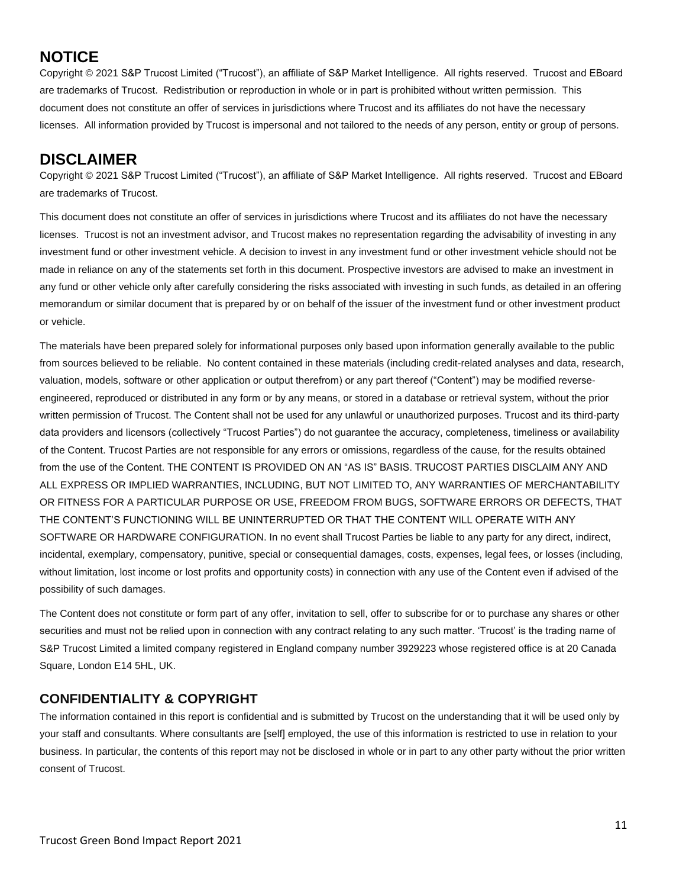## NOTICE

Copyright © 2021 S&P Trucost Limited ("Trucost"), an affiliate of S&P Market Intelligence. All rights reserved. Trucost and EBoard are trademarks of Trucost. Redistribution or reproduction in whole or in part is prohibited without written permission. This document does not constitute an offer of services in jurisdictions where Trucost and its affiliates do not have the necessary licenses. All information provided by Trucost is impersonal and not tailored to the needs of any person, entity or group of persons.

## DISCLAIMER

Copyright © 2021 S&P Trucost Limited ("Trucost"), an affiliate of S&P Market Intelligence. All rights reserved. Trucost and EBoard are trademarks of Trucost.

This document does not constitute an offer of services in jurisdictions where Trucost and its affiliates do not have the necessary licenses. Trucost is not an investment advisor, and Trucost makes no representation regarding the advisability of investing in any investment fund or other investment vehicle. A decision to invest in any investment fund or other investment vehicle should not be made in reliance on any of the statements set forth in this document. Prospective investors are advised to make an investment in any fund or other vehicle only after carefully considering the risks associated with investing in such funds, as detailed in an offering memorandum or similar document that is prepared by or on behalf of the issuer of the investment fund or other investment product or vehicle.

The materials have been prepared solely for informational purposes only based upon information generally available to the public from sources believed to be reliable. No content contained in these materials (including credit-related analyses and data, research, valuation, models, software or other application or output therefrom) or any part thereof ("Content") may be modified reverse-engineered, reproduced or distributed in any form or by any means, or stored in a database or retrieval system, without the prior written permission of Trucost. The Content shall not be used for any unlawful or unauthorized purposes. Trucost and its third-party data providers and licensors (collectively "Trucost Parties") do not guarantee the accuracy, completeness, timeliness or availability of the Content. Trucost Parties are not responsible for any errors or omissions, regardless of the cause, for the results obtained from the use of the Content. THE CONTENT IS PROVIDED ON AN "AS IS" BASIS. TRUCOST PARTIES DISCLAIM ANY AND ALL EXPRESS OR IMPLIED WARRANTIES, INCLUDING, BUT NOT LIMITED TO, ANY WARRANTIES OF MERCHANTABILITY OR FITNESS FOR A PARTICULAR PURPOSE OR USE, FREEDOM FROM BUGS, SOFTWARE ERRORS OR DEFECTS, THAT THE CONTENT'S FUNCTIONING WILL BE UNINTERRUPTED OR THAT THE CONTENT WILL OPERATE WITH ANY SOFTWARE OR HARDWARE CONFIGURATION. In no event shall Trucost Parties be liable to any party for any direct, indirect, incidental, exemplary, compensatory, punitive, special or consequential damages, costs, expenses, legal fees, or losses (including, without limitation, lost income or lost profits and opportunity costs) in connection with any use of the Content even if advised of the possibility of such damages.

The Content does not constitute or form part of any offer, invitation to sell, offer to subscribe for or to purchase any shares or other securities and must not be relied upon in connection with any contract relating to any such matter. 'Trucost' is the trading name of S&P Trucost Limited a limited company registered in England company number 3929223 whose registered office is at 20 Canada Square, London E14 5HL, UK.

### CONFIDENTIALITY & COPYRIGHT

The information contained in this report is confidential and is submitted by Trucost on the understanding that it will be used only by your staff and consultants. Where consultants are [self] employed, the use of this information is restricted to use in relation to your business. In particular, the contents of this report may not be disclosed in whole or in part to any other party without the prior written consent of Trucost.